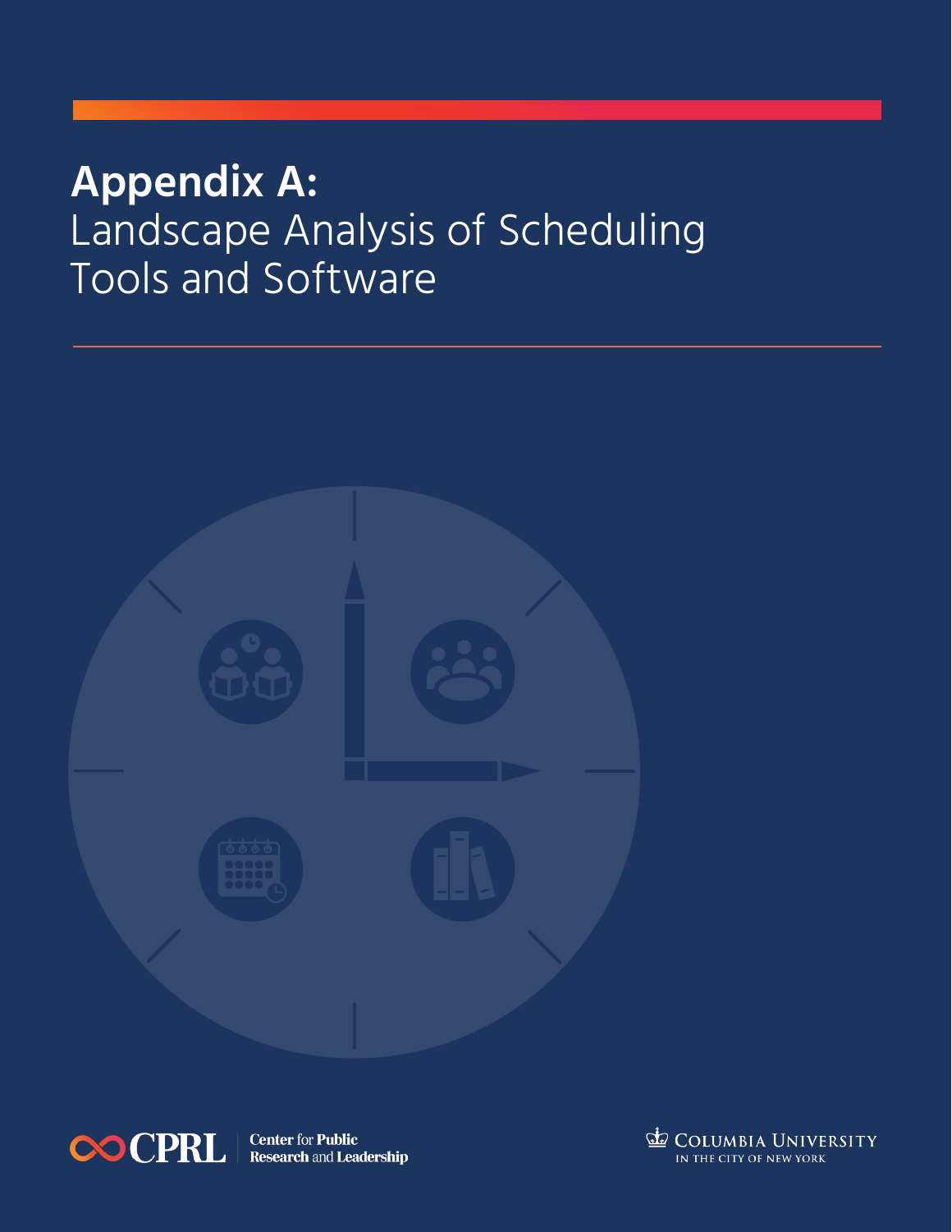# Appendix A: Landscape Analysis of Scheduling Tools and Software

CPRL Center for Public Research and Leadership

Columbia University in the City of New York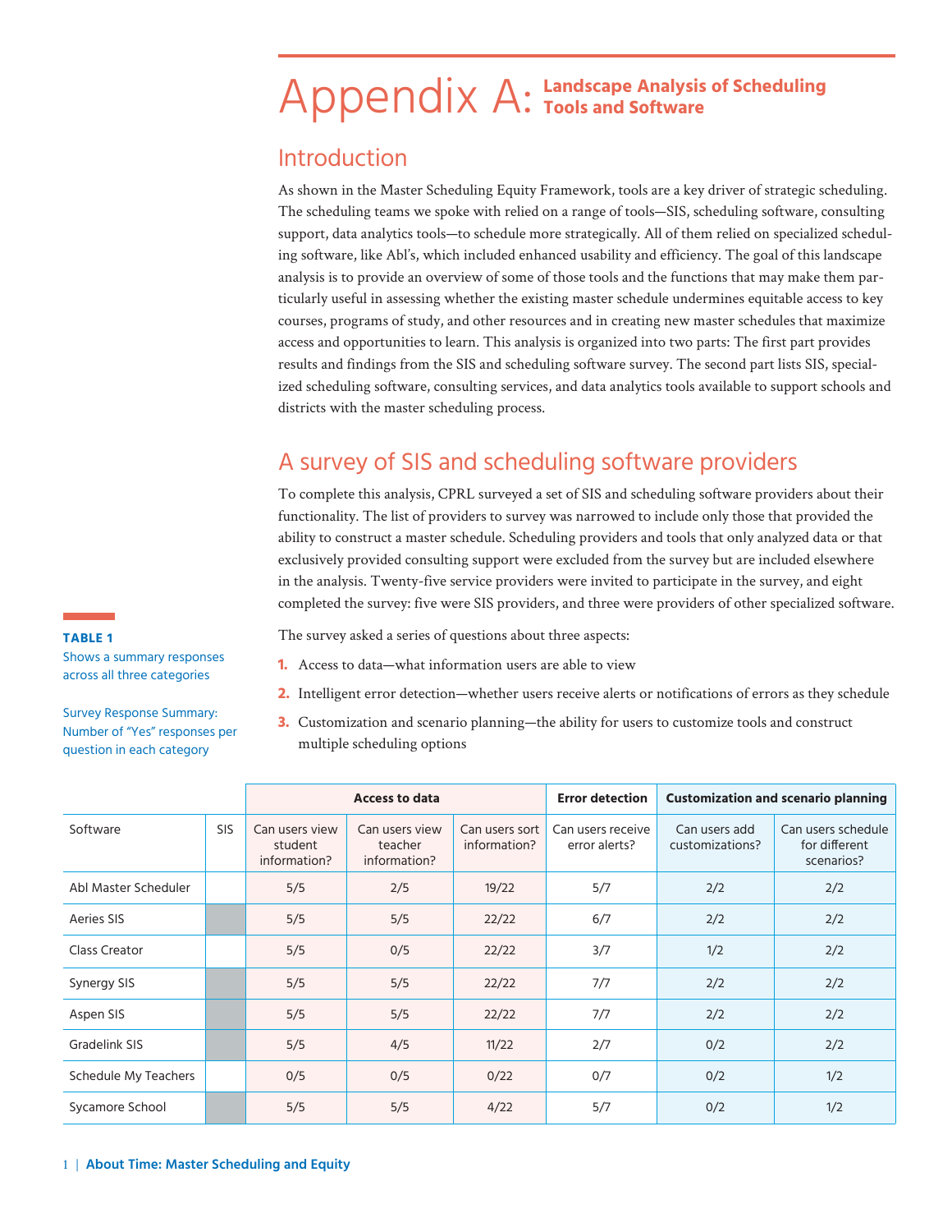# Appendix A: Landscape Analysis of Scheduling Tools and Software

## Introduction

As shown in the Master Scheduling Equity Framework, tools are a key driver of strategic scheduling. The scheduling teams we spoke with relied on a range of tools—SIS, scheduling software, consulting support, data analytics tools—to schedule more strategically. All of them relied on specialized scheduling software, like Abl's, which included enhanced usability and efficiency. The goal of this landscape analysis is to provide an overview of some of those tools and the functions that may make them particularly useful in assessing whether the existing master schedule undermines equitable access to key courses, programs of study, and other resources and in creating new master schedules that maximize access and opportunities to learn. This analysis is organized into two parts: The first part provides results and findings from the SIS and scheduling software survey. The second part lists SIS, specialized scheduling software, consulting services, and data analytics tools available to support schools and districts with the master scheduling process.

## A survey of SIS and scheduling software providers

To complete this analysis, CPRL surveyed a set of SIS and scheduling software providers about their functionality. The list of providers to survey was narrowed to include only those that provided the ability to construct a master schedule. Scheduling providers and tools that only analyzed data or that exclusively provided consulting support were excluded from the survey but are included elsewhere in the analysis. Twenty-five service providers were invited to participate in the survey, and eight completed the survey: five were SIS providers, and three were providers of other specialized software.

The survey asked a series of questions about three aspects:

1. Access to data—what information users are able to view
2. Intelligent error detection—whether users receive alerts or notifications of errors as they schedule
3. Customization and scenario planning—the ability for users to customize tools and construct multiple scheduling options

**TABLE 1**
Shows a summary responses across all three categories

Survey Response Summary: Number of "Yes" responses per question in each category

| | | Access to data | | | Error detection | Customization and scenario planning | |
|---|---|---|---|---|---|---|---|
| Software | SIS | Can users view student information? | Can users view teacher information? | Can users sort information? | Can users receive error alerts? | Can users add customizations? | Can users schedule for different scenarios? |
| Abl Master Scheduler | | 5/5 | 2/5 | 19/22 | 5/7 | 2/2 | 2/2 |
| Aeries SIS | ■ | 5/5 | 5/5 | 22/22 | 6/7 | 2/2 | 2/2 |
| Class Creator | | 5/5 | 0/5 | 22/22 | 3/7 | 1/2 | 2/2 |
| Synergy SIS | ■ | 5/5 | 5/5 | 22/22 | 7/7 | 2/2 | 2/2 |
| Aspen SIS | ■ | 5/5 | 5/5 | 22/22 | 7/7 | 2/2 | 2/2 |
| Gradelink SIS | ■ | 5/5 | 4/5 | 11/22 | 2/7 | 0/2 | 2/2 |
| Schedule My Teachers | | 0/5 | 0/5 | 0/22 | 0/7 | 0/2 | 1/2 |
| Sycamore School | ■ | 5/5 | 5/5 | 4/22 | 5/7 | 0/2 | 1/2 |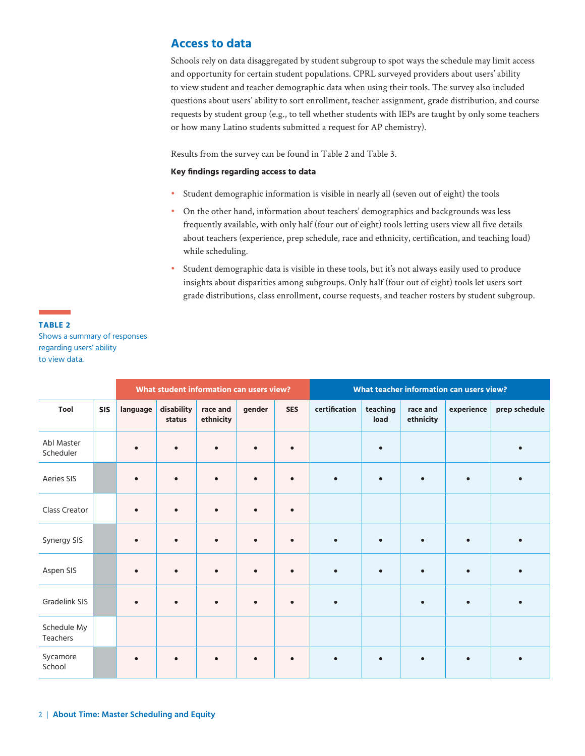## Access to data

Schools rely on data disaggregated by student subgroup to spot ways the schedule may limit access and opportunity for certain student populations. CPRL surveyed providers about users' ability to view student and teacher demographic data when using their tools. The survey also included questions about users' ability to sort enrollment, teacher assignment, grade distribution, and course requests by student group (e.g., to tell whether students with IEPs are taught by only some teachers or how many Latino students submitted a request for AP chemistry).

Results from the survey can be found in Table 2 and Table 3.

**Key findings regarding access to data**

- Student demographic information is visible in nearly all (seven out of eight) the tools
- On the other hand, information about teachers' demographics and backgrounds was less frequently available, with only half (four out of eight) tools letting users view all five details about teachers (experience, prep schedule, race and ethnicity, certification, and teaching load) while scheduling.
- Student demographic data is visible in these tools, but it's not always easily used to produce insights about disparities among subgroups. Only half (four out of eight) tools let users sort grade distributions, class enrollment, course requests, and teacher rosters by student subgroup.

**TABLE 2**
Shows a summary of responses regarding users' ability to view data.

| | | What student information can users view? | | | | | What teacher information can users view? | | | | |
|---|---|---|---|---|---|---|---|---|---|---|---|
| Tool | SIS | language | disability status | race and ethnicity | gender | SES | certification | teaching load | race and ethnicity | experience | prep schedule |
| Abl Master Scheduler | | • | • | • | • | • | | • | | | • |
| Aeries SIS | ■ | • | • | • | • | • | • | • | • | • | • |
| Class Creator | | • | • | • | • | • | | | | | |
| Synergy SIS | ■ | • | • | • | • | • | • | • | • | • | • |
| Aspen SIS | ■ | • | • | • | • | • | • | • | • | • | • |
| Gradelink SIS | ■ | • | • | • | • | • | • | | • | • | • |
| Schedule My Teachers | | | | | | | | | | | |
| Sycamore School | ■ | • | • | • | • | • | • | • | • | • | • |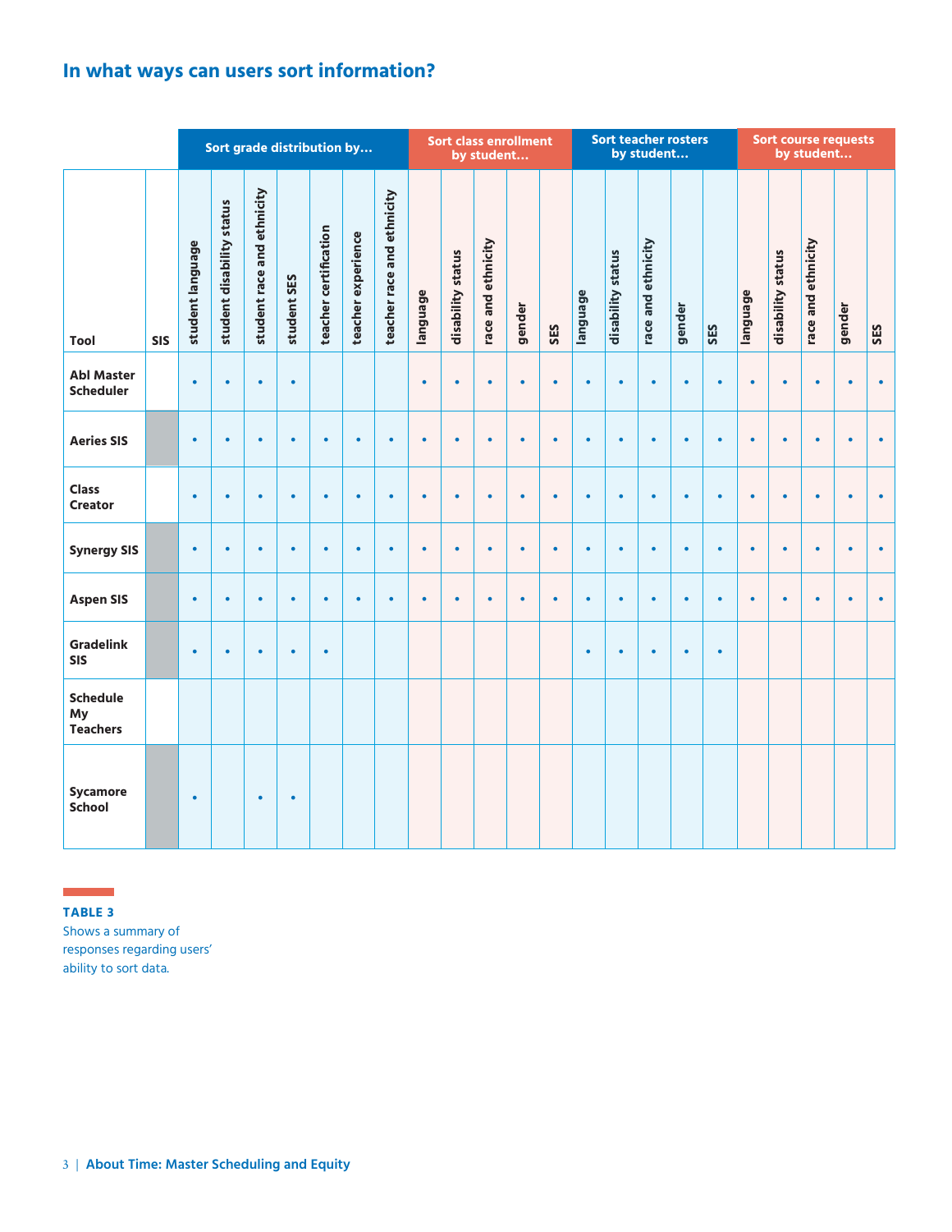## In what ways can users sort information?

| | | Sort grade distribution by... | | | | | | | Sort class enrollment by student... | | | | | Sort teacher rosters by student... | | | | | Sort course requests by student... | | | | |
|---|---|---|---|---|---|---|---|---|---|---|---|---|---|---|---|---|---|---|---|---|---|---|---|
| Tool | SIS | student language | student disability status | student race and ethnicity | student SES | teacher certification | teacher experience | teacher race and ethnicity | language | disability status | race and ethnicity | gender | SES | language | disability status | race and ethnicity | gender | SES | language | disability status | race and ethnicity | gender | SES |
| Abl Master Scheduler | | • | • | • | • | | | | • | • | • | • | • | • | • | • | • | • | • | • | • | • | • |
| Aeries SIS | ■ | • | • | • | • | • | • | • | • | • | • | • | • | • | • | • | • | • | • | • | • | • | • |
| Class Creator | | • | • | • | • | • | • | • | • | • | • | • | • | • | • | • | • | • | • | • | • | • | • |
| Synergy SIS | ■ | • | • | • | • | • | • | • | • | • | • | • | • | • | • | • | • | • | • | • | • | • | • |
| Aspen SIS | ■ | • | • | • | • | • | • | • | • | • | • | • | • | • | • | • | • | • | • | • | • | • | • |
| Gradelink SIS | ■ | • | • | • | • | • | | | | | | | | • | • | • | • | • | | | | | |
| Schedule My Teachers | | | | | | | | | | | | | | | | | | | | | | | |
| Sycamore School | ■ | • | | • | • | | | | | | | | | | | | | | | | | | |

**TABLE 3**
Shows a summary of responses regarding users' ability to sort data.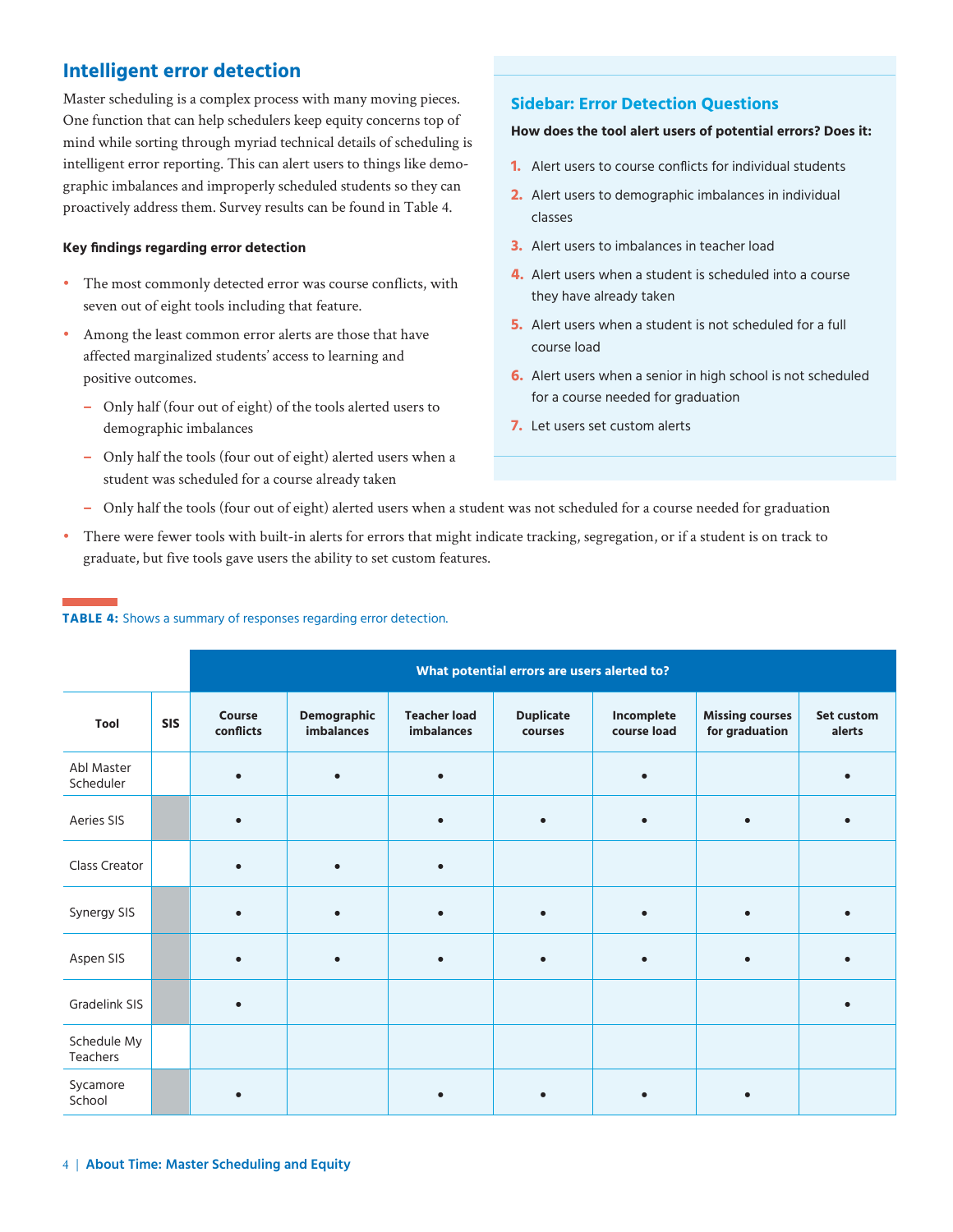## Intelligent error detection

Master scheduling is a complex process with many moving pieces. One function that can help schedulers keep equity concerns top of mind while sorting through myriad technical details of scheduling is intelligent error reporting. This can alert users to things like demographic imbalances and improperly scheduled students so they can proactively address them. Survey results can be found in Table 4.

#### Key findings regarding error detection

- The most commonly detected error was course conflicts, with seven out of eight tools including that feature.
- Among the least common error alerts are those that have affected marginalized students' access to learning and positive outcomes.
  - Only half (four out of eight) of the tools alerted users to demographic imbalances
  - Only half the tools (four out of eight) alerted users when a student was scheduled for a course already taken
  - Only half the tools (four out of eight) alerted users when a student was not scheduled for a course needed for graduation
- There were fewer tools with built-in alerts for errors that might indicate tracking, segregation, or if a student is on track to graduate, but five tools gave users the ability to set custom features.

### Sidebar: Error Detection Questions

**How does the tool alert users of potential errors? Does it:**

1. Alert users to course conflicts for individual students
2. Alert users to demographic imbalances in individual classes
3. Alert users to imbalances in teacher load
4. Alert users when a student is scheduled into a course they have already taken
5. Alert users when a student is not scheduled for a full course load
6. Alert users when a senior in high school is not scheduled for a course needed for graduation
7. Let users set custom alerts

**TABLE 4:** Shows a summary of responses regarding error detection.

| | | What potential errors are users alerted to? | | | | | | |
|---|---|---|---|---|---|---|---|---|
| **Tool** | **SIS** | **Course conflicts** | **Demographic imbalances** | **Teacher load imbalances** | **Duplicate courses** | **Incomplete course load** | **Missing courses for graduation** | **Set custom alerts** |
| Abl Master Scheduler | | • | • | • | | • | | • |
| Aeries SIS | ■ | • | | • | • | • | • | • |
| Class Creator | | • | • | • | | | | |
| Synergy SIS | ■ | • | • | • | • | • | • | • |
| Aspen SIS | ■ | • | • | • | • | • | • | • |
| Gradelink SIS | ■ | • | | | | | | • |
| Schedule My Teachers | | | | | | | | |
| Sycamore School | ■ | • | | • | • | • | • | |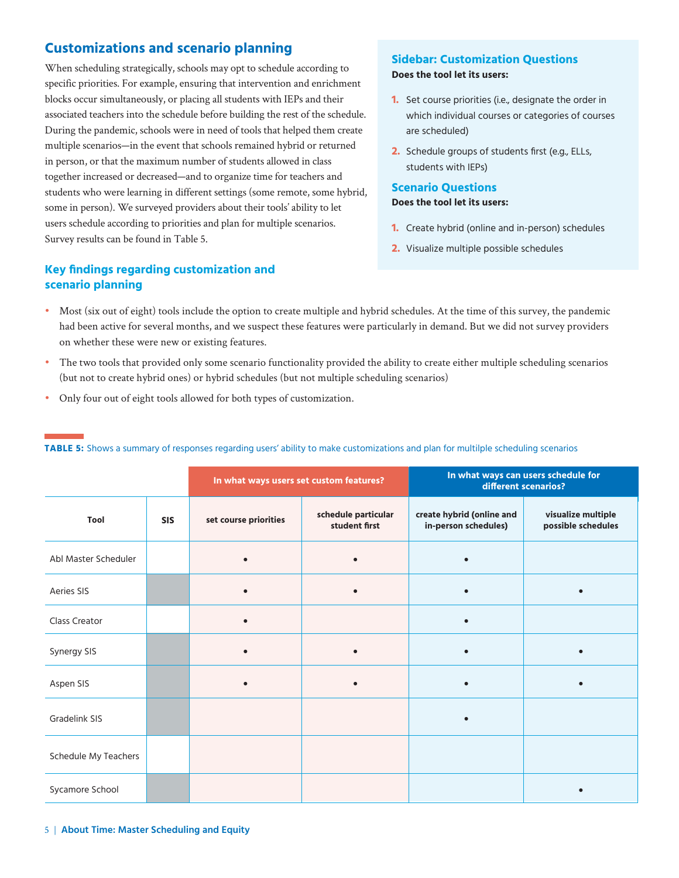## Customizations and scenario planning

When scheduling strategically, schools may opt to schedule according to specific priorities. For example, ensuring that intervention and enrichment blocks occur simultaneously, or placing all students with IEPs and their associated teachers into the schedule before building the rest of the schedule. During the pandemic, schools were in need of tools that helped them create multiple scenarios—in the event that schools remained hybrid or returned in person, or that the maximum number of students allowed in class together increased or decreased—and to organize time for teachers and students who were learning in different settings (some remote, some hybrid, some in person). We surveyed providers about their tools' ability to let users schedule according to priorities and plan for multiple scenarios. Survey results can be found in Table 5.

### Sidebar: Customization Questions

**Does the tool let its users:**

1. Set course priorities (i.e., designate the order in which individual courses or categories of courses are scheduled)
2. Schedule groups of students first (e.g., ELLs, students with IEPs)

### Scenario Questions

**Does the tool let its users:**

1. Create hybrid (online and in-person) schedules
2. Visualize multiple possible schedules

### Key findings regarding customization and scenario planning

- Most (six out of eight) tools include the option to create multiple and hybrid schedules. At the time of this survey, the pandemic had been active for several months, and we suspect these features were particularly in demand. But we did not survey providers on whether these were new or existing features.
- The two tools that provided only some scenario functionality provided the ability to create either multiple scheduling scenarios (but not to create hybrid ones) or hybrid schedules (but not multiple scheduling scenarios)
- Only four out of eight tools allowed for both types of customization.

**TABLE 5:** Shows a summary of responses regarding users' ability to make customizations and plan for multilple scheduling scenarios

| | | In what ways users set custom features? | | In what ways can users schedule for different scenarios? | |
|---|---|---|---|---|---|
| **Tool** | **SIS** | **set course priorities** | **schedule particular student first** | **create hybrid (online and in-person schedules)** | **visualize multiple possible schedules** |
| Abl Master Scheduler | | • | • | • | |
| Aeries SIS | ■ | • | • | • | • |
| Class Creator | | • | | • | |
| Synergy SIS | ■ | • | • | • | • |
| Aspen SIS | ■ | • | • | • | • |
| Gradelink SIS | ■ | | | • | |
| Schedule My Teachers | | | | | |
| Sycamore School | ■ | | | | • |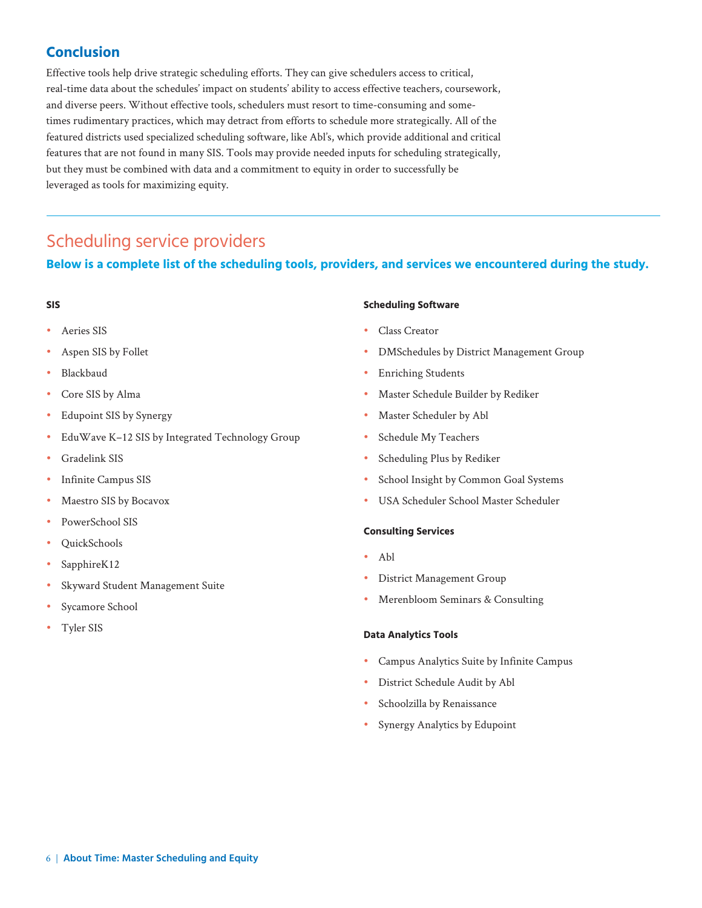## Conclusion

Effective tools help drive strategic scheduling efforts. They can give schedulers access to critical, real-time data about the schedules' impact on students' ability to access effective teachers, coursework, and diverse peers. Without effective tools, schedulers must resort to time-consuming and sometimes rudimentary practices, which may detract from efforts to schedule more strategically. All of the featured districts used specialized scheduling software, like Abl's, which provide additional and critical features that are not found in many SIS. Tools may provide needed inputs for scheduling strategically, but they must be combined with data and a commitment to equity in order to successfully be leveraged as tools for maximizing equity.

---

# Scheduling service providers

**Below is a complete list of the scheduling tools, providers, and services we encountered during the study.**

### SIS

- Aeries SIS
- Aspen SIS by Follet
- Blackbaud
- Core SIS by Alma
- Edupoint SIS by Synergy
- EduWave K–12 SIS by Integrated Technology Group
- Gradelink SIS
- Infinite Campus SIS
- Maestro SIS by Bocavox
- PowerSchool SIS
- QuickSchools
- SapphireK12
- Skyward Student Management Suite
- Sycamore School
- Tyler SIS

### Scheduling Software

- Class Creator
- DMSchedules by District Management Group
- Enriching Students
- Master Schedule Builder by Rediker
- Master Scheduler by Abl
- Schedule My Teachers
- Scheduling Plus by Rediker
- School Insight by Common Goal Systems
- USA Scheduler School Master Scheduler

### Consulting Services

- Abl
- District Management Group
- Merenbloom Seminars & Consulting

### Data Analytics Tools

- Campus Analytics Suite by Infinite Campus
- District Schedule Audit by Abl
- Schoolzilla by Renaissance
- Synergy Analytics by Edupoint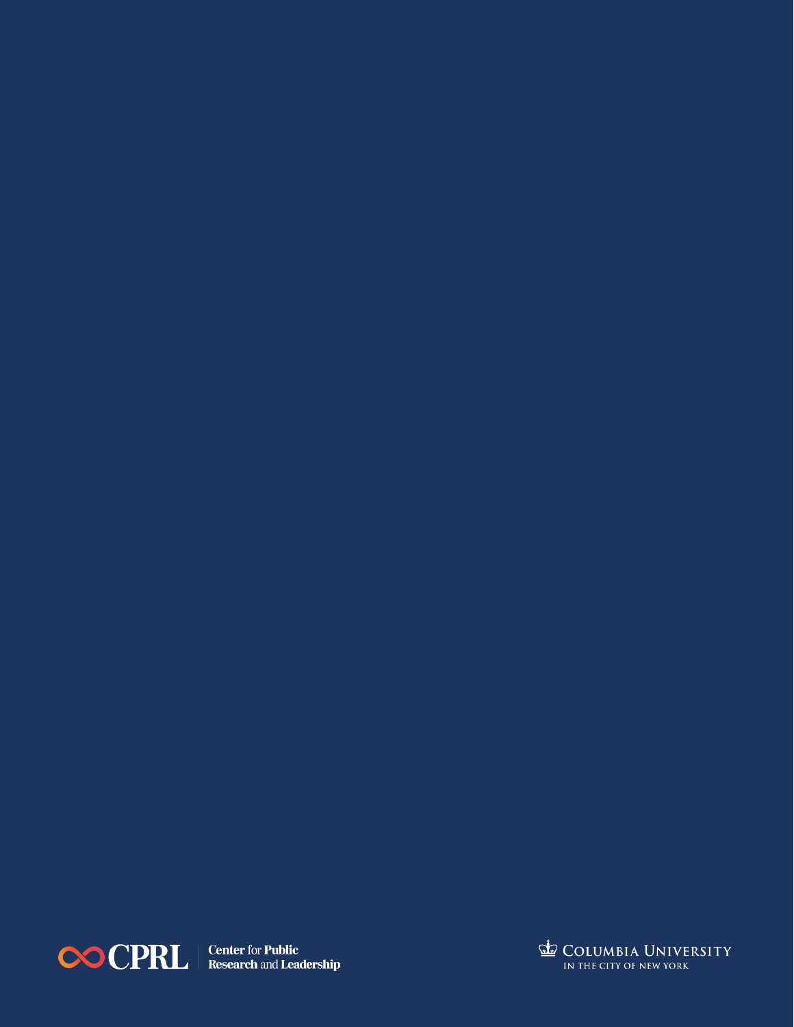CPRL Center for Public Research and Leadership

Columbia University in the City of New York